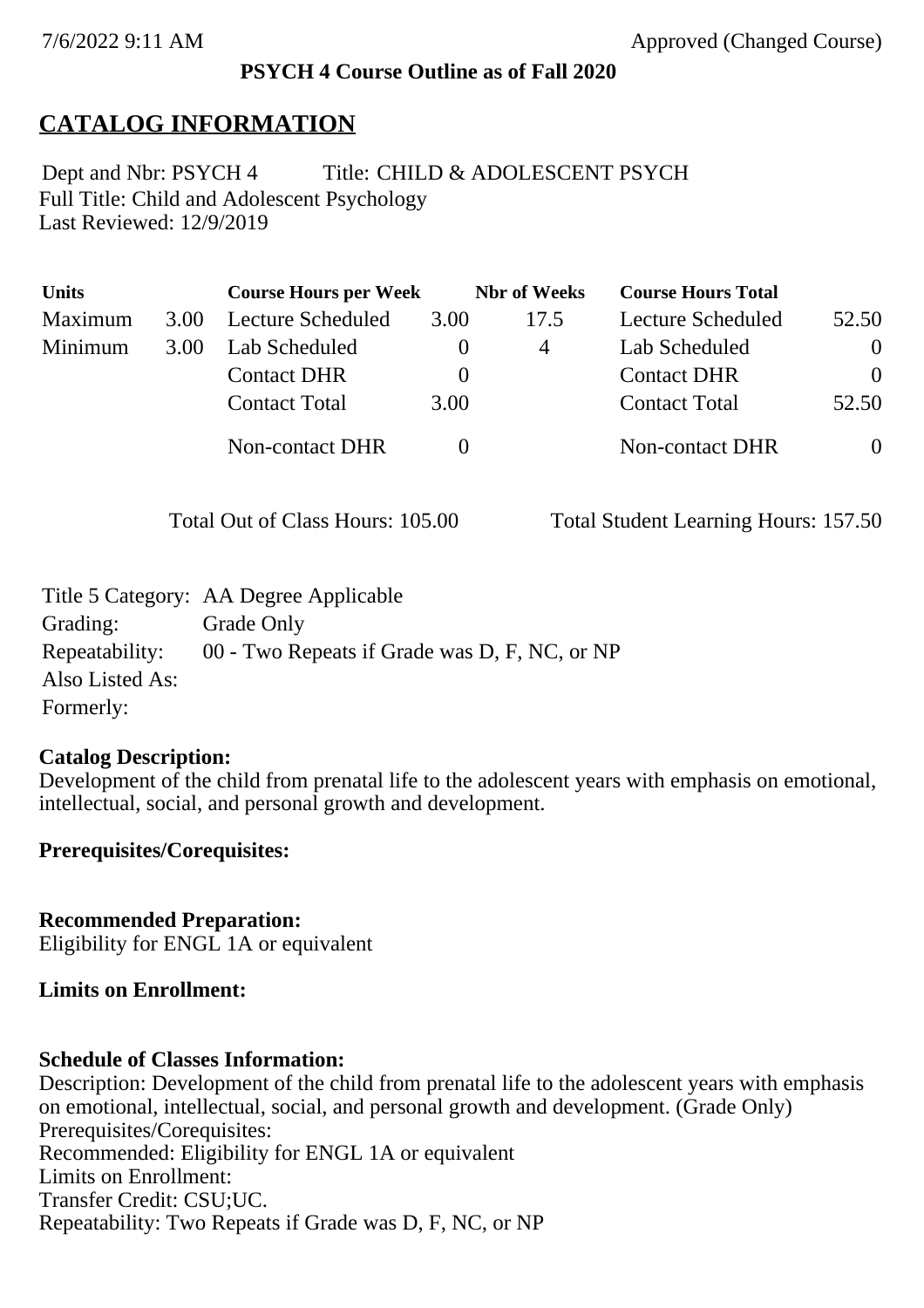**PSYCH 4 Course Outline as of Fall 2020**

# CATALOG INFORMATION

Dept and Nbr: PSYCH 4 Title: CHILD & ADOLESCENT PSYCH
Full Title: Child and Adolescent Psychology
Last Reviewed: 12/9/2019

| Units | | Course Hours per Week | | Nbr of Weeks | Course Hours Total | |
|---|---|---|---|---|---|---|
| Maximum | 3.00 | Lecture Scheduled | 3.00 | 17.5 | Lecture Scheduled | 52.50 |
| Minimum | 3.00 | Lab Scheduled | 0 | 4 | Lab Scheduled | 0 |
| | | Contact DHR | 0 | | Contact DHR | 0 |
| | | Contact Total | 3.00 | | Contact Total | 52.50 |
| | | Non-contact DHR | 0 | | Non-contact DHR | 0 |

Total Out of Class Hours: 105.00 Total Student Learning Hours: 157.50

Title 5 Category: AA Degree Applicable
Grading: Grade Only
Repeatability: 00 - Two Repeats if Grade was D, F, NC, or NP
Also Listed As:
Formerly:

**Catalog Description:**
Development of the child from prenatal life to the adolescent years with emphasis on emotional, intellectual, social, and personal growth and development.

**Prerequisites/Corequisites:**

**Recommended Preparation:**
Eligibility for ENGL 1A or equivalent

**Limits on Enrollment:**

**Schedule of Classes Information:**
Description: Development of the child from prenatal life to the adolescent years with emphasis on emotional, intellectual, social, and personal growth and development. (Grade Only)
Prerequisites/Corequisites:
Recommended: Eligibility for ENGL 1A or equivalent
Limits on Enrollment:
Transfer Credit: CSU;UC.
Repeatability: Two Repeats if Grade was D, F, NC, or NP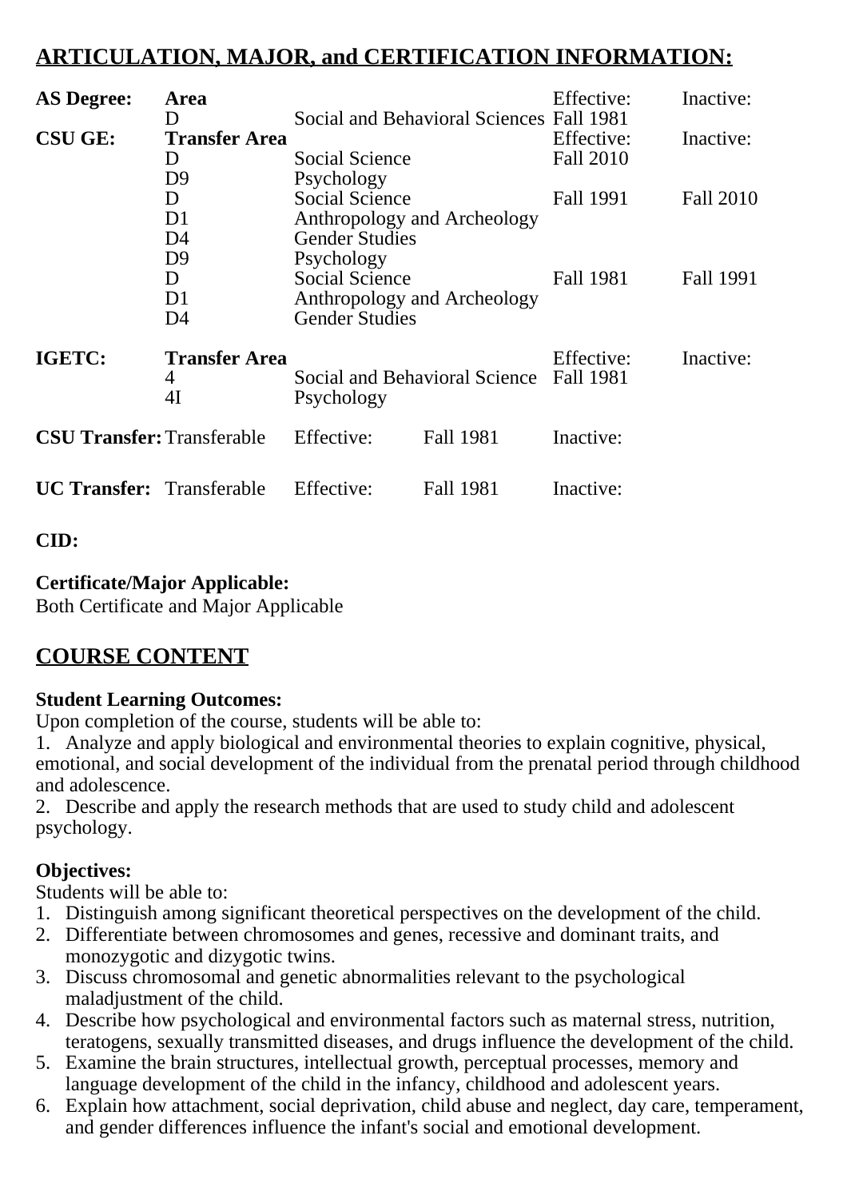## ARTICULATION, MAJOR, and CERTIFICATION INFORMATION:

| | | | | |
|---|---|---|---|---|
| **AS Degree:** | **Area** | | Effective: | Inactive: |
| | D | Social and Behavioral Sciences | Fall 1981 | |
| **CSU GE:** | **Transfer Area** | | Effective: | Inactive: |
| | D | Social Science | Fall 2010 | |
| | D9 | Psychology | | |
| | D | Social Science | Fall 1991 | Fall 2010 |
| | D1 | Anthropology and Archeology | | |
| | D4 | Gender Studies | | |
| | D9 | Psychology | | |
| | D | Social Science | Fall 1981 | Fall 1991 |
| | D1 | Anthropology and Archeology | | |
| | D4 | Gender Studies | | |
| **IGETC:** | **Transfer Area** | | Effective: | Inactive: |
| | 4 | Social and Behavioral Science | Fall 1981 | |
| | 4I | Psychology | | |

| | | | | |
|---|---|---|---|---|
| **CSU Transfer:** | Transferable | Effective: | Fall 1981 | Inactive: |
| **UC Transfer:** | Transferable | Effective: | Fall 1981 | Inactive: |

**CID:**

**Certificate/Major Applicable:**
Both Certificate and Major Applicable

## COURSE CONTENT

**Student Learning Outcomes:**
Upon completion of the course, students will be able to:
1. Analyze and apply biological and environmental theories to explain cognitive, physical, emotional, and social development of the individual from the prenatal period through childhood and adolescence.
2. Describe and apply the research methods that are used to study child and adolescent psychology.

**Objectives:**
Students will be able to:
1. Distinguish among significant theoretical perspectives on the development of the child.
2. Differentiate between chromosomes and genes, recessive and dominant traits, and monozygotic and dizygotic twins.
3. Discuss chromosomal and genetic abnormalities relevant to the psychological maladjustment of the child.
4. Describe how psychological and environmental factors such as maternal stress, nutrition, teratogens, sexually transmitted diseases, and drugs influence the development of the child.
5. Examine the brain structures, intellectual growth, perceptual processes, memory and language development of the child in the infancy, childhood and adolescent years.
6. Explain how attachment, social deprivation, child abuse and neglect, day care, temperament, and gender differences influence the infant's social and emotional development.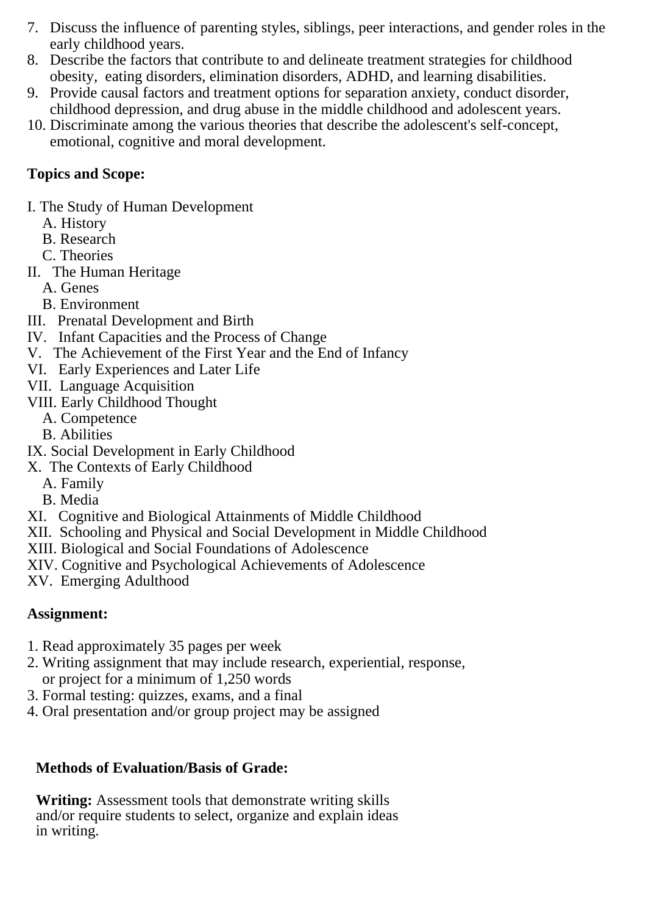7. Discuss the influence of parenting styles, siblings, peer interactions, and gender roles in the early childhood years.
8. Describe the factors that contribute to and delineate treatment strategies for childhood obesity, eating disorders, elimination disorders, ADHD, and learning disabilities.
9. Provide causal factors and treatment options for separation anxiety, conduct disorder, childhood depression, and drug abuse in the middle childhood and adolescent years.
10. Discriminate among the various theories that describe the adolescent's self-concept, emotional, cognitive and moral development.

**Topics and Scope:**

I. The Study of Human Development
   A. History
   B. Research
   C. Theories
II. The Human Heritage
   A. Genes
   B. Environment
III. Prenatal Development and Birth
IV. Infant Capacities and the Process of Change
V. The Achievement of the First Year and the End of Infancy
VI. Early Experiences and Later Life
VII. Language Acquisition
VIII. Early Childhood Thought
   A. Competence
   B. Abilities
IX. Social Development in Early Childhood
X. The Contexts of Early Childhood
   A. Family
   B. Media
XI. Cognitive and Biological Attainments of Middle Childhood
XII. Schooling and Physical and Social Development in Middle Childhood
XIII. Biological and Social Foundations of Adolescence
XIV. Cognitive and Psychological Achievements of Adolescence
XV. Emerging Adulthood

**Assignment:**

1. Read approximately 35 pages per week
2. Writing assignment that may include research, experiential, response, or project for a minimum of 1,250 words
3. Formal testing: quizzes, exams, and a final
4. Oral presentation and/or group project may be assigned

**Methods of Evaluation/Basis of Grade:**

**Writing:** Assessment tools that demonstrate writing skills and/or require students to select, organize and explain ideas in writing.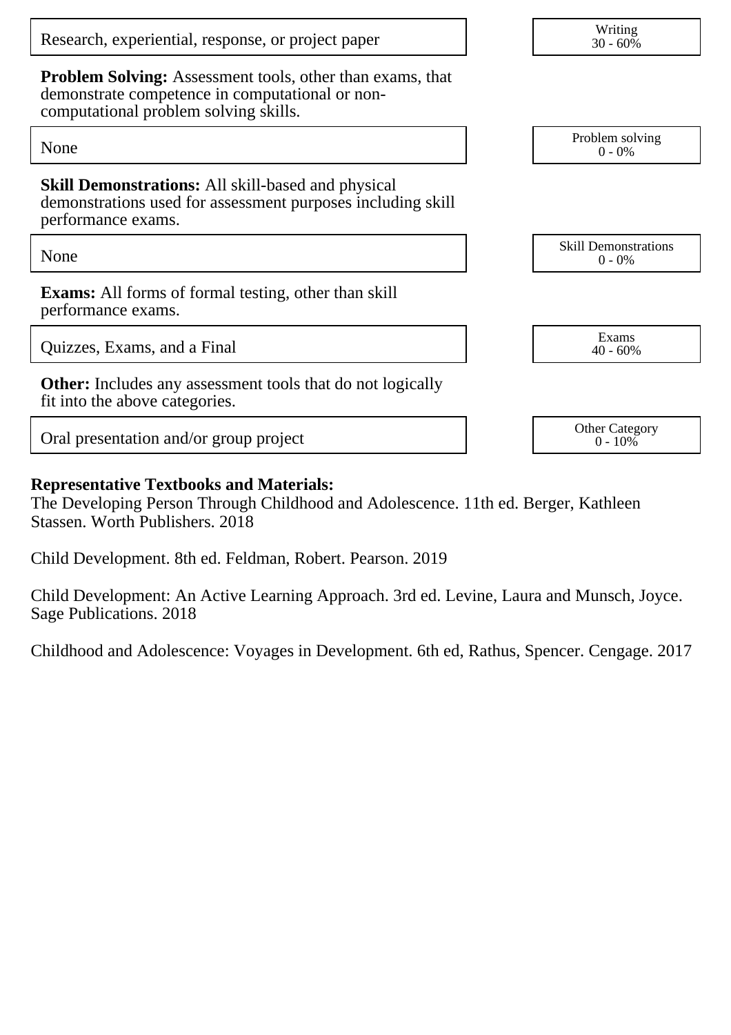| | |
|---|---|
| Research, experiential, response, or project paper | Writing<br>30 - 60% |

**Problem Solving:** Assessment tools, other than exams, that demonstrate competence in computational or non-computational problem solving skills.

| | |
|---|---|
| None | Problem solving<br>0 - 0% |

**Skill Demonstrations:** All skill-based and physical demonstrations used for assessment purposes including skill performance exams.

| | |
|---|---|
| None | Skill Demonstrations<br>0 - 0% |

**Exams:** All forms of formal testing, other than skill performance exams.

| | |
|---|---|
| Quizzes, Exams, and a Final | Exams<br>40 - 60% |

**Other:** Includes any assessment tools that do not logically fit into the above categories.

| | |
|---|---|
| Oral presentation and/or group project | Other Category<br>0 - 10% |

**Representative Textbooks and Materials:**

The Developing Person Through Childhood and Adolescence. 11th ed. Berger, Kathleen Stassen. Worth Publishers. 2018

Child Development. 8th ed. Feldman, Robert. Pearson. 2019

Child Development: An Active Learning Approach. 3rd ed. Levine, Laura and Munsch, Joyce. Sage Publications. 2018

Childhood and Adolescence: Voyages in Development. 6th ed, Rathus, Spencer. Cengage. 2017